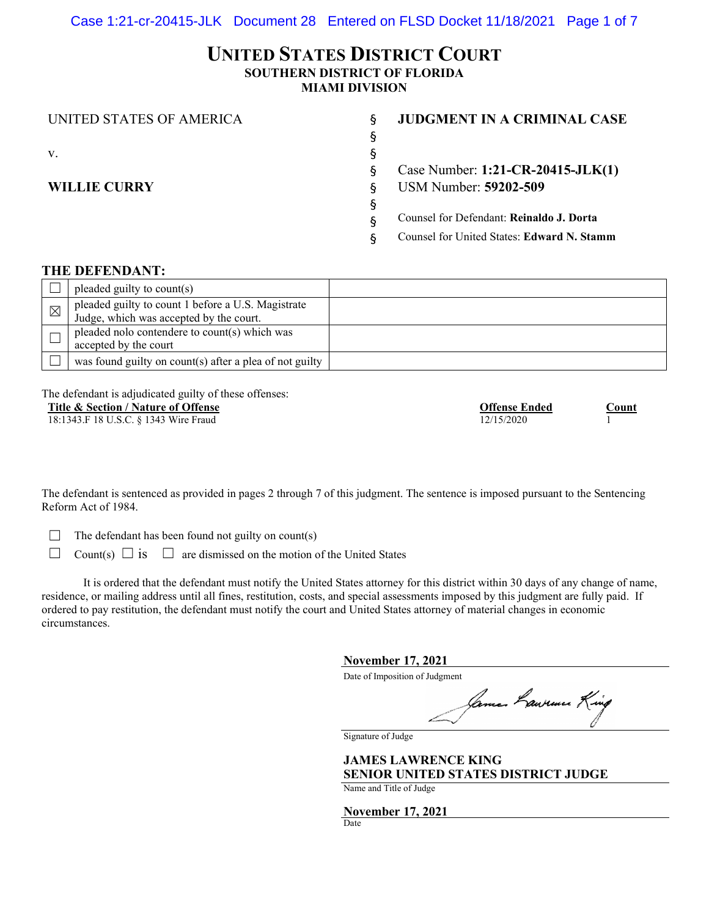# UNITED STATES DISTRICT COURT
## SOUTHERN DISTRICT OF FLORIDA
## MIAMI DIVISION

| | | |
|---|---|---|
| UNITED STATES OF AMERICA | § | **JUDGMENT IN A CRIMINAL CASE** |
| | § | |
| v. | § | |
| | § | Case Number: **1:21-CR-20415-JLK(1)** |
| **WILLIE CURRY** | § | USM Number: **59202-509** |
| | § | |
| | § | Counsel for Defendant: **Reinaldo J. Dorta** |
| | § | Counsel for United States: **Edward N. Stamm** |

### THE DEFENDANT:

| | | |
|---|---|---|
| ☐ | pleaded guilty to count(s) | |
| ☒ | pleaded guilty to count 1 before a U.S. Magistrate Judge, which was accepted by the court. | |
| ☐ | pleaded nolo contendere to count(s) which was accepted by the court | |
| ☐ | was found guilty on count(s) after a plea of not guilty | |

The defendant is adjudicated guilty of these offenses:

| **Title & Section / Nature of Offense** | **Offense Ended** | **Count** |
|---|---|---|
| 18:1343.F 18 U.S.C. § 1343 Wire Fraud | 12/15/2020 | 1 |

The defendant is sentenced as provided in pages 2 through 7 of this judgment. The sentence is imposed pursuant to the Sentencing Reform Act of 1984.

☐ The defendant has been found not guilty on count(s)

☐ Count(s) ☐ is ☐ are dismissed on the motion of the United States

It is ordered that the defendant must notify the United States attorney for this district within 30 days of any change of name, residence, or mailing address until all fines, restitution, costs, and special assessments imposed by this judgment are fully paid. If ordered to pay restitution, the defendant must notify the court and United States attorney of material changes in economic circumstances.

**November 17, 2021**
Date of Imposition of Judgment

James Lawrence King
Signature of Judge

**JAMES LAWRENCE KING**
**SENIOR UNITED STATES DISTRICT JUDGE**
Name and Title of Judge

**November 17, 2021**
Date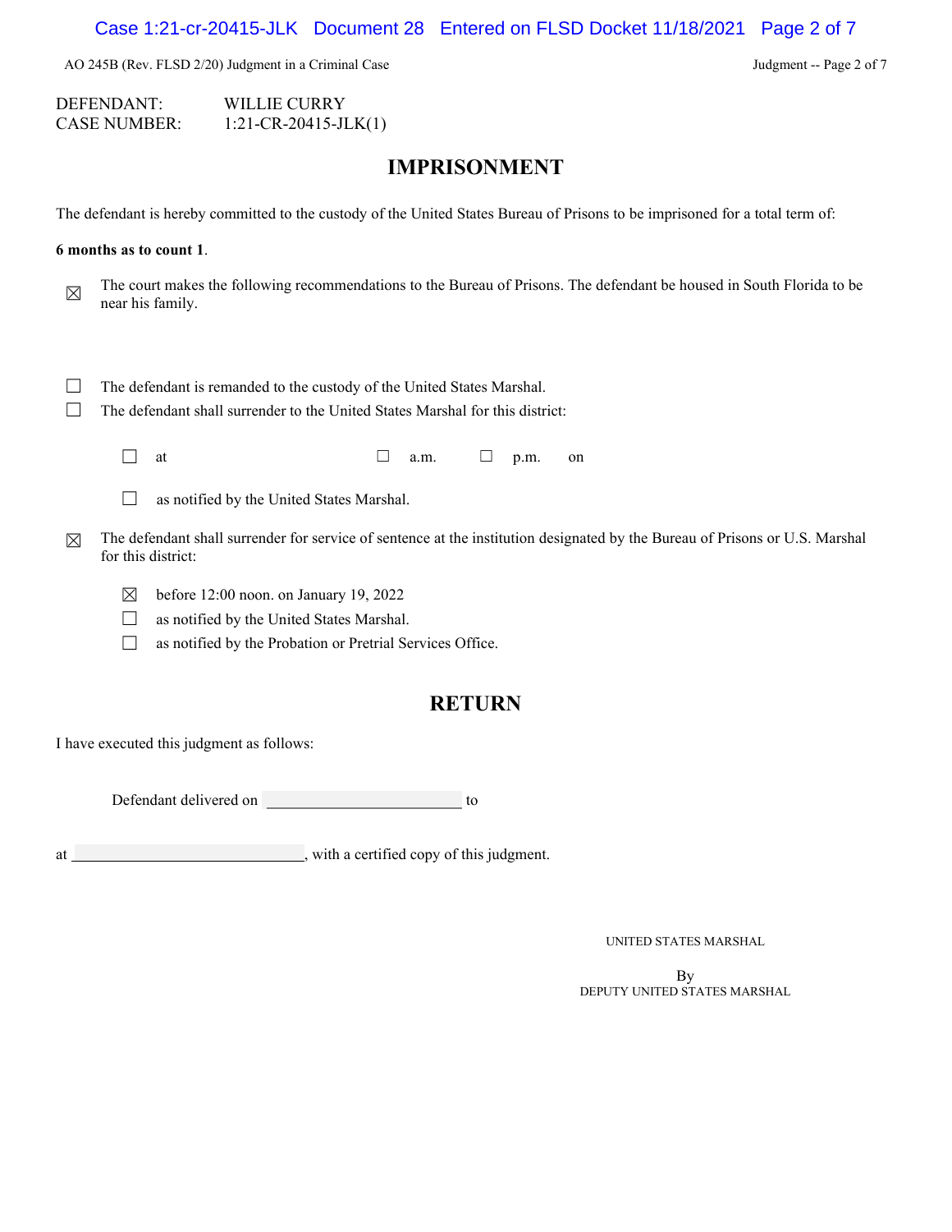DEFENDANT: WILLIE CURRY
CASE NUMBER: 1:21-CR-20415-JLK(1)

# IMPRISONMENT

The defendant is hereby committed to the custody of the United States Bureau of Prisons to be imprisoned for a total term of:

**6 months as to count 1**.

☒ The court makes the following recommendations to the Bureau of Prisons. The defendant be housed in South Florida to be near his family.

☐ The defendant is remanded to the custody of the United States Marshal.

☐ The defendant shall surrender to the United States Marshal for this district:

- ☐ at ☐ a.m. ☐ p.m. on
- ☐ as notified by the United States Marshal.

☒ The defendant shall surrender for service of sentence at the institution designated by the Bureau of Prisons or U.S. Marshal for this district:

- ☒ before 12:00 noon. on January 19, 2022
- ☐ as notified by the United States Marshal.
- ☐ as notified by the Probation or Pretrial Services Office.

# RETURN

I have executed this judgment as follows:

Defendant delivered on ______________________ to

at ___________________________, with a certified copy of this judgment.

UNITED STATES MARSHAL

By
DEPUTY UNITED STATES MARSHAL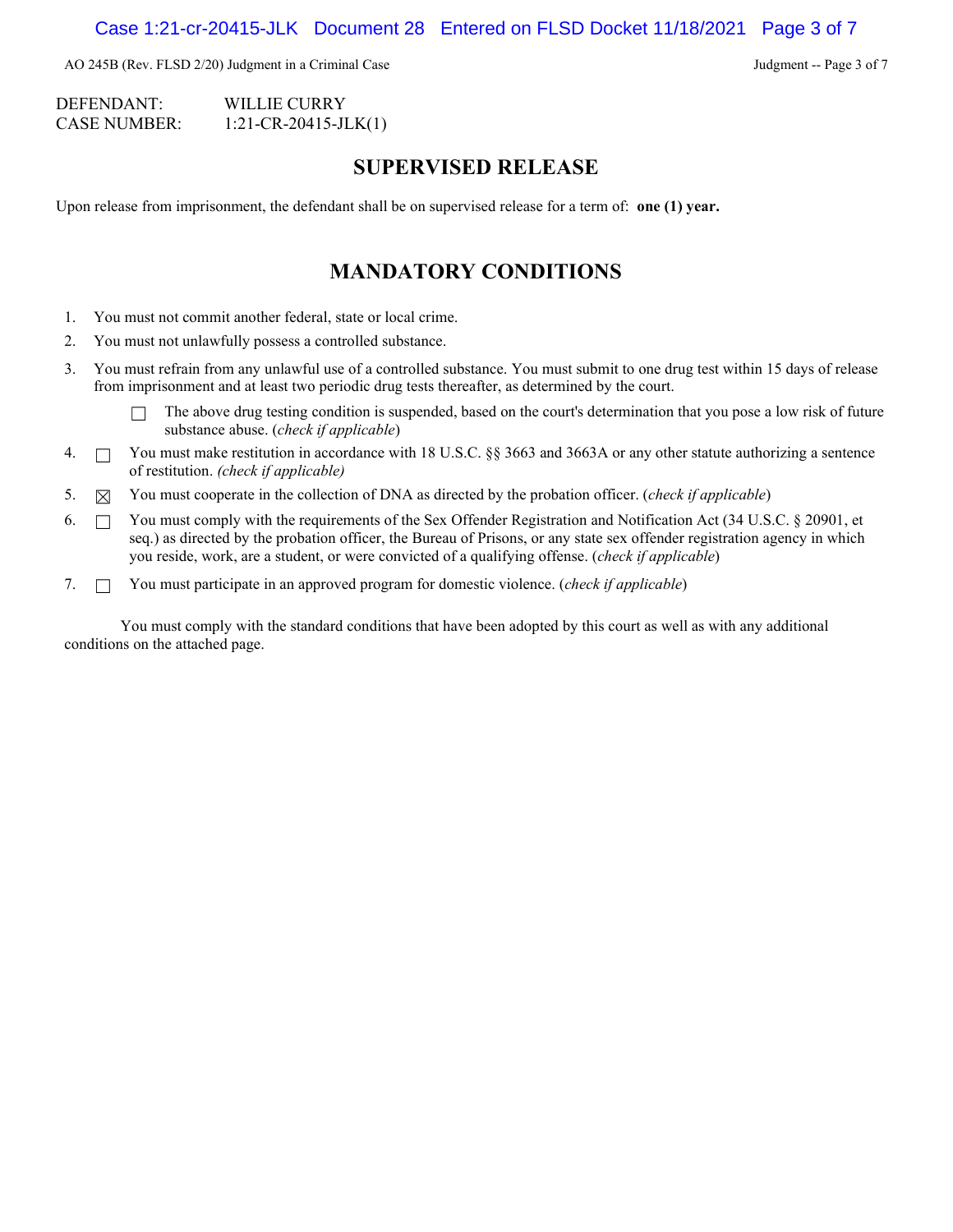DEFENDANT: WILLIE CURRY
CASE NUMBER: 1:21-CR-20415-JLK(1)

## SUPERVISED RELEASE

Upon release from imprisonment, the defendant shall be on supervised release for a term of: **one (1) year.**

## MANDATORY CONDITIONS

1. You must not commit another federal, state or local crime.
2. You must not unlawfully possess a controlled substance.
3. You must refrain from any unlawful use of a controlled substance. You must submit to one drug test within 15 days of release from imprisonment and at least two periodic drug tests thereafter, as determined by the court.
   - ☐ The above drug testing condition is suspended, based on the court's determination that you pose a low risk of future substance abuse. (*check if applicable*)
4. ☐ You must make restitution in accordance with 18 U.S.C. §§ 3663 and 3663A or any other statute authorizing a sentence of restitution. *(check if applicable)*
5. ☒ You must cooperate in the collection of DNA as directed by the probation officer. (*check if applicable*)
6. ☐ You must comply with the requirements of the Sex Offender Registration and Notification Act (34 U.S.C. § 20901, et seq.) as directed by the probation officer, the Bureau of Prisons, or any state sex offender registration agency in which you reside, work, are a student, or were convicted of a qualifying offense. (*check if applicable*)
7. ☐ You must participate in an approved program for domestic violence. (*check if applicable*)

You must comply with the standard conditions that have been adopted by this court as well as with any additional conditions on the attached page.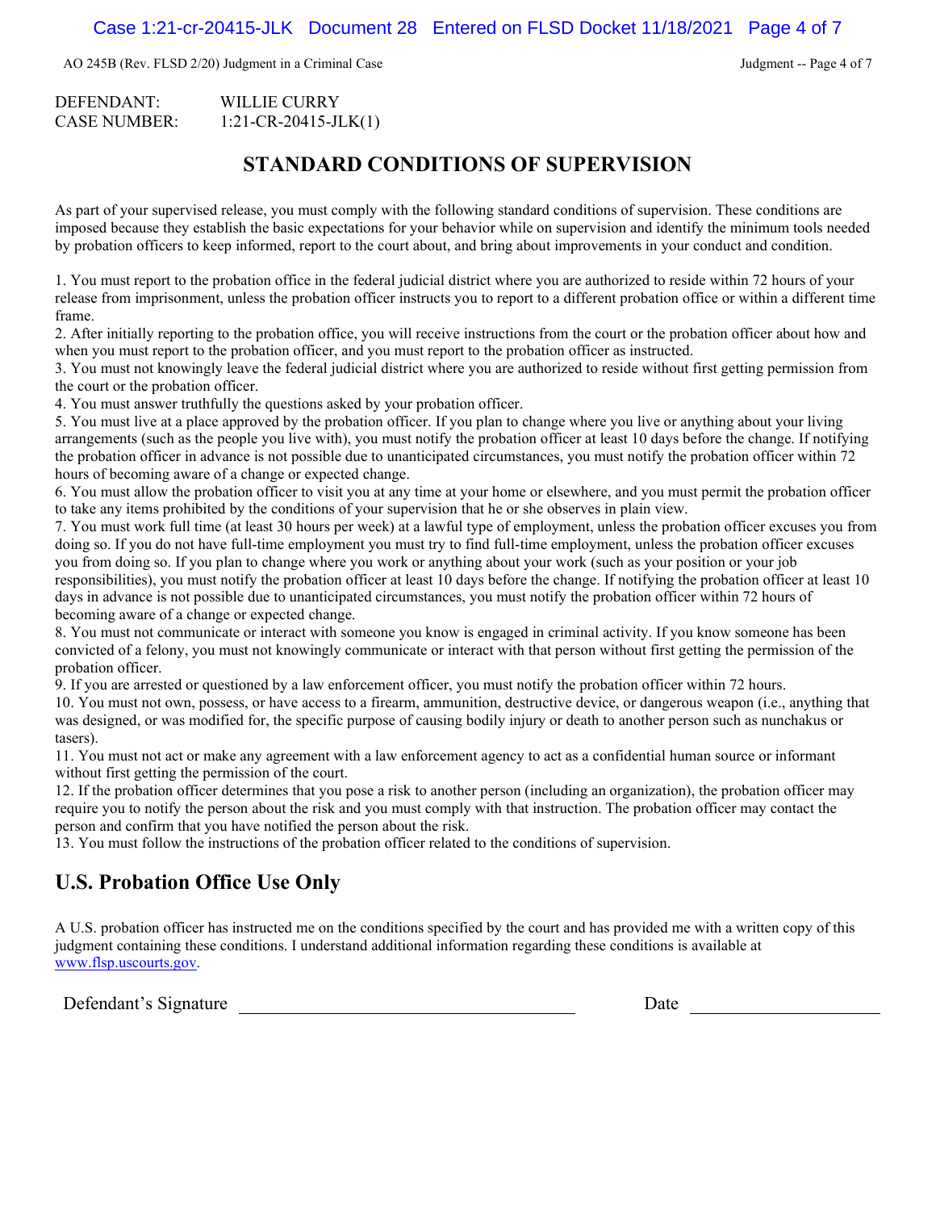DEFENDANT: WILLIE CURRY
CASE NUMBER: 1:21-CR-20415-JLK(1)

## STANDARD CONDITIONS OF SUPERVISION

As part of your supervised release, you must comply with the following standard conditions of supervision. These conditions are imposed because they establish the basic expectations for your behavior while on supervision and identify the minimum tools needed by probation officers to keep informed, report to the court about, and bring about improvements in your conduct and condition.

1. You must report to the probation office in the federal judicial district where you are authorized to reside within 72 hours of your release from imprisonment, unless the probation officer instructs you to report to a different probation office or within a different time frame.
2. After initially reporting to the probation office, you will receive instructions from the court or the probation officer about how and when you must report to the probation officer, and you must report to the probation officer as instructed.
3. You must not knowingly leave the federal judicial district where you are authorized to reside without first getting permission from the court or the probation officer.
4. You must answer truthfully the questions asked by your probation officer.
5. You must live at a place approved by the probation officer. If you plan to change where you live or anything about your living arrangements (such as the people you live with), you must notify the probation officer at least 10 days before the change. If notifying the probation officer in advance is not possible due to unanticipated circumstances, you must notify the probation officer within 72 hours of becoming aware of a change or expected change.
6. You must allow the probation officer to visit you at any time at your home or elsewhere, and you must permit the probation officer to take any items prohibited by the conditions of your supervision that he or she observes in plain view.
7. You must work full time (at least 30 hours per week) at a lawful type of employment, unless the probation officer excuses you from doing so. If you do not have full-time employment you must try to find full-time employment, unless the probation officer excuses you from doing so. If you plan to change where you work or anything about your work (such as your position or your job responsibilities), you must notify the probation officer at least 10 days before the change. If notifying the probation officer at least 10 days in advance is not possible due to unanticipated circumstances, you must notify the probation officer within 72 hours of becoming aware of a change or expected change.
8. You must not communicate or interact with someone you know is engaged in criminal activity. If you know someone has been convicted of a felony, you must not knowingly communicate or interact with that person without first getting the permission of the probation officer.
9. If you are arrested or questioned by a law enforcement officer, you must notify the probation officer within 72 hours.
10. You must not own, possess, or have access to a firearm, ammunition, destructive device, or dangerous weapon (i.e., anything that was designed, or was modified for, the specific purpose of causing bodily injury or death to another person such as nunchakus or tasers).
11. You must not act or make any agreement with a law enforcement agency to act as a confidential human source or informant without first getting the permission of the court.
12. If the probation officer determines that you pose a risk to another person (including an organization), the probation officer may require you to notify the person about the risk and you must comply with that instruction. The probation officer may contact the person and confirm that you have notified the person about the risk.
13. You must follow the instructions of the probation officer related to the conditions of supervision.

## U.S. Probation Office Use Only

A U.S. probation officer has instructed me on the conditions specified by the court and has provided me with a written copy of this judgment containing these conditions. I understand additional information regarding these conditions is available at www.flsp.uscourts.gov.

Defendant's Signature ______________________________ Date ________________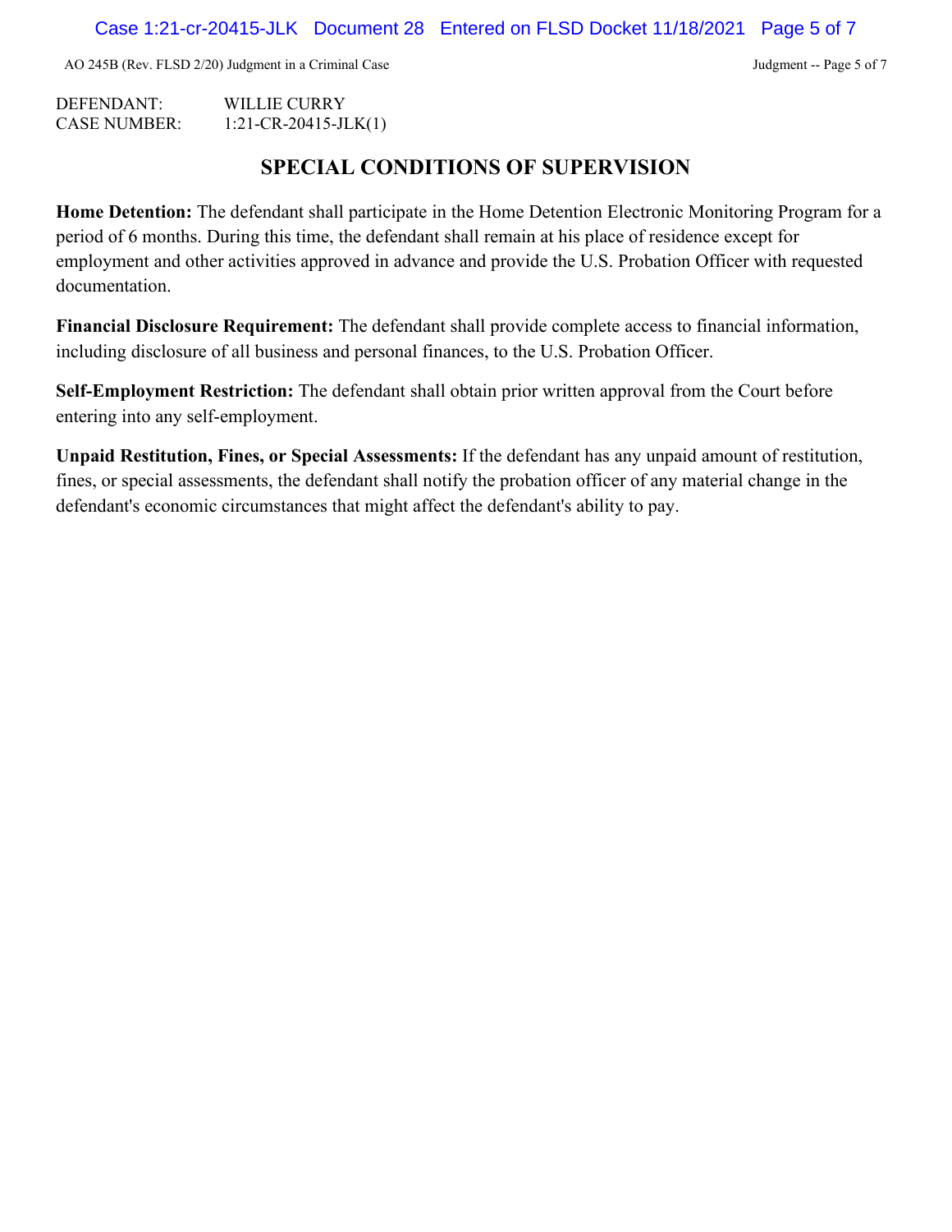DEFENDANT: WILLIE CURRY
CASE NUMBER: 1:21-CR-20415-JLK(1)

## SPECIAL CONDITIONS OF SUPERVISION

**Home Detention:** The defendant shall participate in the Home Detention Electronic Monitoring Program for a period of 6 months. During this time, the defendant shall remain at his place of residence except for employment and other activities approved in advance and provide the U.S. Probation Officer with requested documentation.

**Financial Disclosure Requirement:** The defendant shall provide complete access to financial information, including disclosure of all business and personal finances, to the U.S. Probation Officer.

**Self-Employment Restriction:** The defendant shall obtain prior written approval from the Court before entering into any self-employment.

**Unpaid Restitution, Fines, or Special Assessments:** If the defendant has any unpaid amount of restitution, fines, or special assessments, the defendant shall notify the probation officer of any material change in the defendant's economic circumstances that might affect the defendant's ability to pay.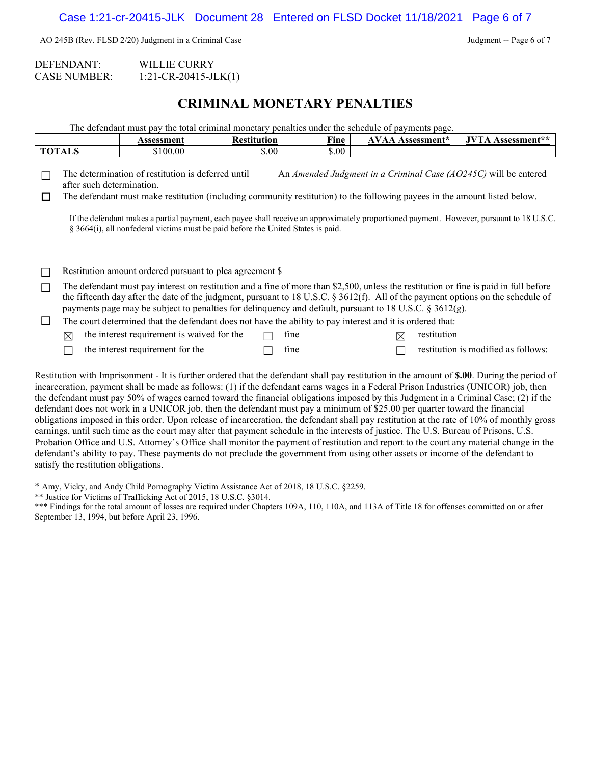AO 245B (Rev. FLSD 2/20) Judgment in a Criminal Case

DEFENDANT: WILLIE CURRY
CASE NUMBER: 1:21-CR-20415-JLK(1)

## CRIMINAL MONETARY PENALTIES

The defendant must pay the total criminal monetary penalties under the schedule of payments page.

| | Assessment | Restitution | Fine | AVAA Assessment* | JVTA Assessment** |
|---|---|---|---|---|---|
| TOTALS | $100.00 | $.00 | $.00 | | |

☐ The determination of restitution is deferred until          An *Amended Judgment in a Criminal Case (AO245C)* will be entered after such determination.

☐ The defendant must make restitution (including community restitution) to the following payees in the amount listed below.

If the defendant makes a partial payment, each payee shall receive an approximately proportioned payment. However, pursuant to 18 U.S.C. § 3664(i), all nonfederal victims must be paid before the United States is paid.

☐ Restitution amount ordered pursuant to plea agreement $

☐ The defendant must pay interest on restitution and a fine of more than $2,500, unless the restitution or fine is paid in full before the fifteenth day after the date of the judgment, pursuant to 18 U.S.C. § 3612(f). All of the payment options on the schedule of payments page may be subject to penalties for delinquency and default, pursuant to 18 U.S.C. § 3612(g).

☐ The court determined that the defendant does not have the ability to pay interest and it is ordered that:

- ☒ the interest requirement is waived for the ☐ fine ☒ restitution
- ☐ the interest requirement for the ☐ fine ☐ restitution is modified as follows:

Restitution with Imprisonment - It is further ordered that the defendant shall pay restitution in the amount of **$.00**. During the period of incarceration, payment shall be made as follows: (1) if the defendant earns wages in a Federal Prison Industries (UNICOR) job, then the defendant must pay 50% of wages earned toward the financial obligations imposed by this Judgment in a Criminal Case; (2) if the defendant does not work in a UNICOR job, then the defendant must pay a minimum of $25.00 per quarter toward the financial obligations imposed in this order. Upon release of incarceration, the defendant shall pay restitution at the rate of 10% of monthly gross earnings, until such time as the court may alter that payment schedule in the interests of justice. The U.S. Bureau of Prisons, U.S. Probation Office and U.S. Attorney's Office shall monitor the payment of restitution and report to the court any material change in the defendant's ability to pay. These payments do not preclude the government from using other assets or income of the defendant to satisfy the restitution obligations.

\* Amy, Vicky, and Andy Child Pornography Victim Assistance Act of 2018, 18 U.S.C. §2259.
\*\* Justice for Victims of Trafficking Act of 2015, 18 U.S.C. §3014.
\*\*\* Findings for the total amount of losses are required under Chapters 109A, 110, 110A, and 113A of Title 18 for offenses committed on or after September 13, 1994, but before April 23, 1996.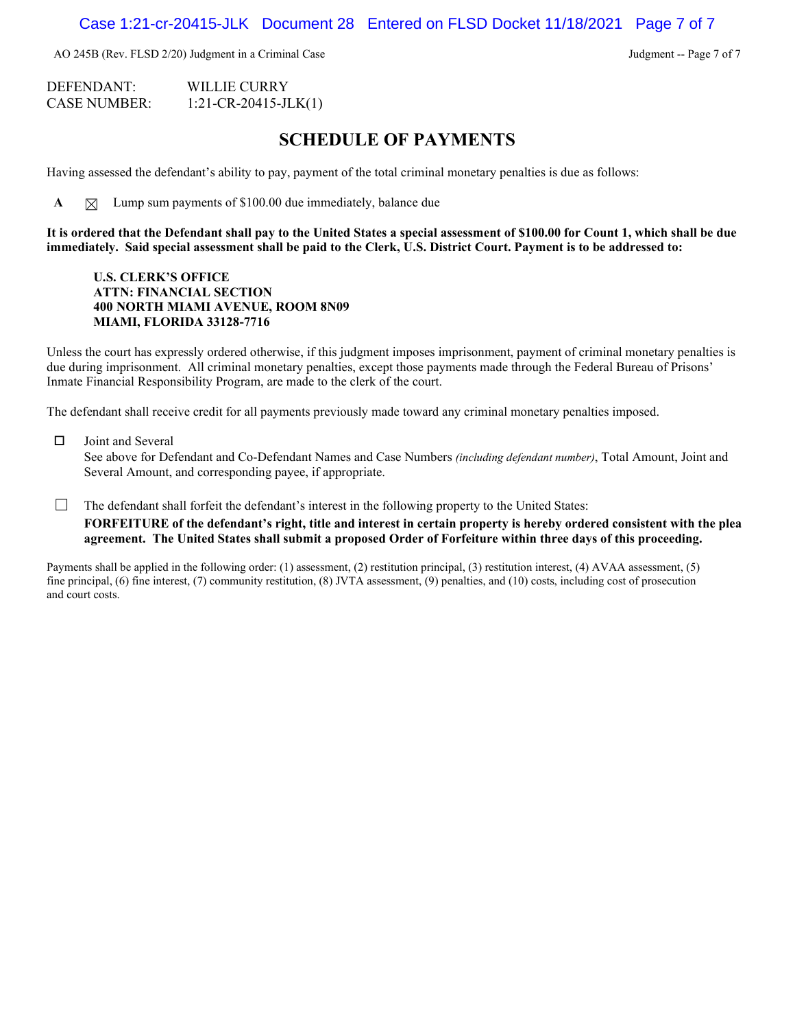DEFENDANT: WILLIE CURRY
CASE NUMBER: 1:21-CR-20415-JLK(1)

## SCHEDULE OF PAYMENTS

Having assessed the defendant's ability to pay, payment of the total criminal monetary penalties is due as follows:

**A** ☒ Lump sum payments of $100.00 due immediately, balance due

**It is ordered that the Defendant shall pay to the United States a special assessment of $100.00 for Count 1, which shall be due immediately. Said special assessment shall be paid to the Clerk, U.S. District Court. Payment is to be addressed to:**

**U.S. CLERK'S OFFICE**
**ATTN: FINANCIAL SECTION**
**400 NORTH MIAMI AVENUE, ROOM 8N09**
**MIAMI, FLORIDA 33128-7716**

Unless the court has expressly ordered otherwise, if this judgment imposes imprisonment, payment of criminal monetary penalties is due during imprisonment. All criminal monetary penalties, except those payments made through the Federal Bureau of Prisons' Inmate Financial Responsibility Program, are made to the clerk of the court.

The defendant shall receive credit for all payments previously made toward any criminal monetary penalties imposed.

☐ Joint and Several
See above for Defendant and Co-Defendant Names and Case Numbers *(including defendant number)*, Total Amount, Joint and Several Amount, and corresponding payee, if appropriate.

☐ The defendant shall forfeit the defendant's interest in the following property to the United States:
**FORFEITURE of the defendant's right, title and interest in certain property is hereby ordered consistent with the plea agreement. The United States shall submit a proposed Order of Forfeiture within three days of this proceeding.**

Payments shall be applied in the following order: (1) assessment, (2) restitution principal, (3) restitution interest, (4) AVAA assessment, (5) fine principal, (6) fine interest, (7) community restitution, (8) JVTA assessment, (9) penalties, and (10) costs, including cost of prosecution and court costs.